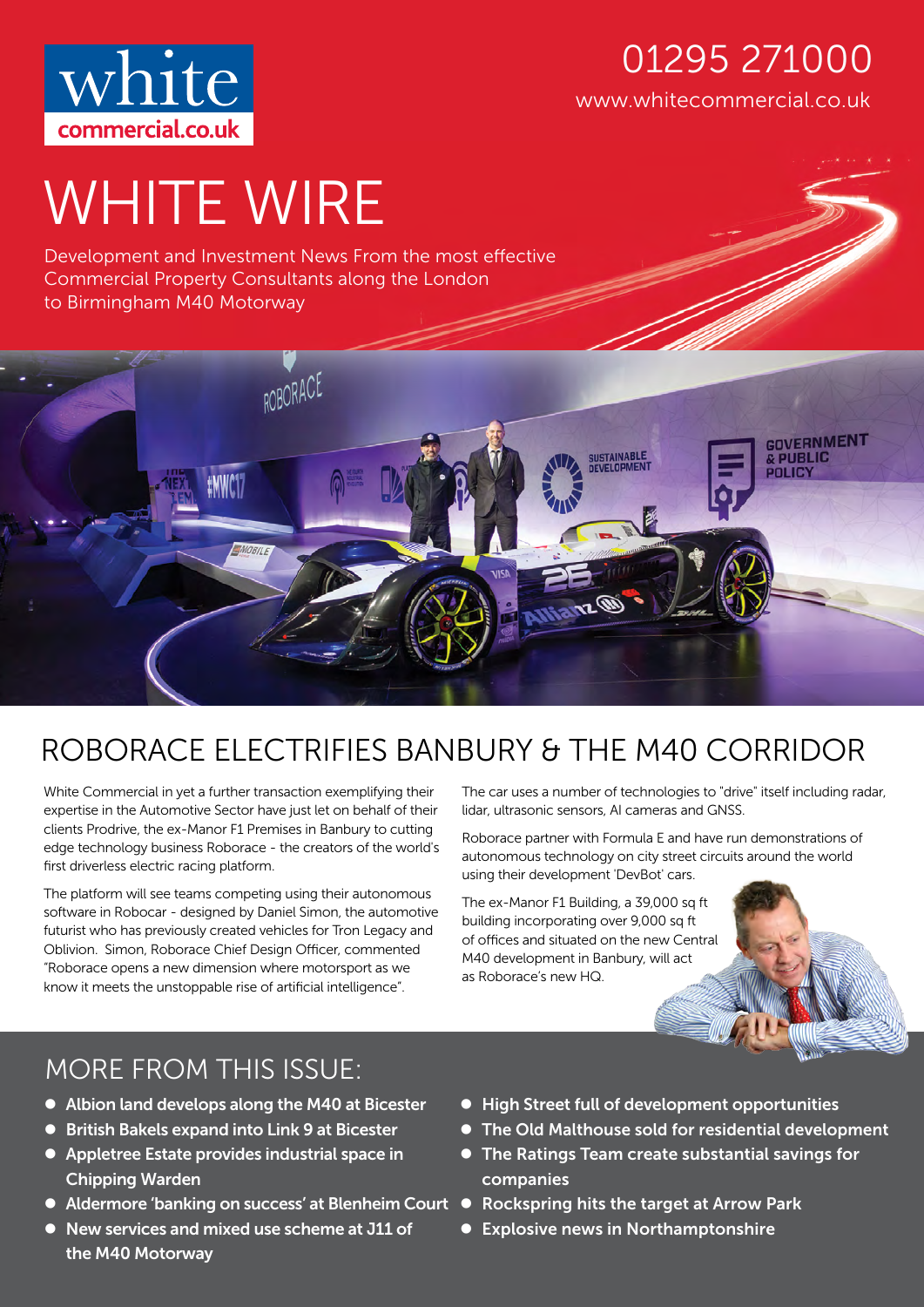white commercial.co.uk

01295 271000

www.whitecommercial.co.uk

# WHITE WIRE

Development and Investment News From the most effective Commercial Property Consultants along the London to Birmingham M40 Motorway

## ROBORACE ELECTRIFIES BANBURY & THE M40 CORRIDOR

White Commercial in yet a further transaction exemplifying their expertise in the Automotive Sector have just let on behalf of their clients Prodrive, the ex-Manor F1 Premises in Banbury to cutting edge technology business Roborace - the creators of the world's first driverless electric racing platform.

The platform will see teams competing using their autonomous software in Robocar - designed by Daniel Simon, the automotive futurist who has previously created vehicles for Tron Legacy and Oblivion. Simon, Roborace Chief Design Officer, commented "Roborace opens a new dimension where motorsport as we know it meets the unstoppable rise of artificial intelligence".

The car uses a number of technologies to "drive" itself including radar, lidar, ultrasonic sensors, AI cameras and GNSS.

Roborace partner with Formula E and have run demonstrations of autonomous technology on city street circuits around the world using their development 'DevBot' cars.

The ex-Manor F1 Building, a 39,000 sq ft building incorporating over 9,000 sq ft of offices and situated on the new Central M40 development in Banbury, will act as Roborace's new HQ.

## MORE FROM THIS ISSUE:

- **Albion land develops along the M40 at Bicester**
- **British Bakels expand into Link 9 at Bicester**
- **Appletree Estate provides industrial space in Chipping Warden**
- **Aldermore 'banking on success' at Blenheim Court**
- **New services and mixed use scheme at J11 of the M40 Motorway**
- **High Street full of development opportunities**
- **The Old Malthouse sold for residential development**
- **The Ratings Team create substantial savings for companies**
- **Rockspring hits the target at Arrow Park**
- **Explosive news in Northamptonshire**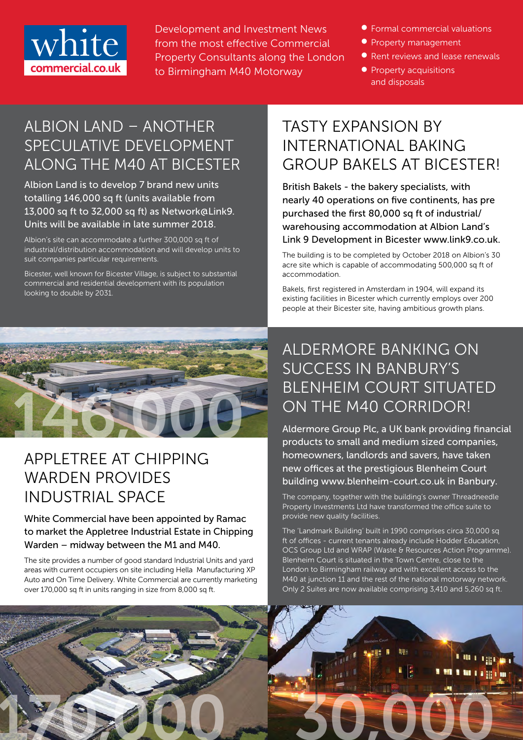white
commercial.co.uk

Development and Investment News from the most effective Commercial Property Consultants along the London to Birmingham M40 Motorway

- Formal commercial valuations
- Property management
- Rent reviews and lease renewals
- Property acquisitions and disposals

## ALBION LAND – ANOTHER SPECULATIVE DEVELOPMENT ALONG THE M40 AT BICESTER

Albion Land is to develop 7 brand new units totalling 146,000 sq ft (units available from 13,000 sq ft to 32,000 sq ft) as Network@Link9. Units will be available in late summer 2018.

Albion's site can accommodate a further 300,000 sq ft of industrial/distribution accommodation and will develop units to suit companies particular requirements.

Bicester, well known for Bicester Village, is subject to substantial commercial and residential development with its population looking to double by 2031.

146,000

## TASTY EXPANSION BY INTERNATIONAL BAKING GROUP BAKELS AT BICESTER!

British Bakels - the bakery specialists, with nearly 40 operations on five continents, has pre purchased the first 80,000 sq ft of industrial/warehousing accommodation at Albion Land's Link 9 Development in Bicester www.link9.co.uk.

The building is to be completed by October 2018 on Albion's 30 acre site which is capable of accommodating 500,000 sq ft of accommodation.

Bakels, first registered in Amsterdam in 1904, will expand its existing facilities in Bicester which currently employs over 200 people at their Bicester site, having ambitious growth plans.

## APPLETREE AT CHIPPING WARDEN PROVIDES INDUSTRIAL SPACE

White Commercial have been appointed by Ramac to market the Appletree Industrial Estate in Chipping Warden – midway between the M1 and M40.

The site provides a number of good standard Industrial Units and yard areas with current occupiers on site including Hella Manufacturing XP Auto and On Time Delivery. White Commercial are currently marketing over 170,000 sq ft in units ranging in size from 8,000 sq ft.

170,000

## ALDERMORE BANKING ON SUCCESS IN BANBURY'S BLENHEIM COURT SITUATED ON THE M40 CORRIDOR!

Aldermore Group Plc, a UK bank providing financial products to small and medium sized companies, homeowners, landlords and savers, have taken new offices at the prestigious Blenheim Court building www.blenheim-court.co.uk in Banbury.

The company, together with the building's owner Threadneedle Property Investments Ltd have transformed the office suite to provide new quality facilities.

The 'Landmark Building' built in 1990 comprises circa 30,000 sq ft of offices - current tenants already include Hodder Education, OCS Group Ltd and WRAP (Waste & Resources Action Programme). Blenheim Court is situated in the Town Centre, close to the London to Birmingham railway and with excellent access to the M40 at junction 11 and the rest of the national motorway network. Only 2 Suites are now available comprising 3,410 and 5,260 sq ft.

30,000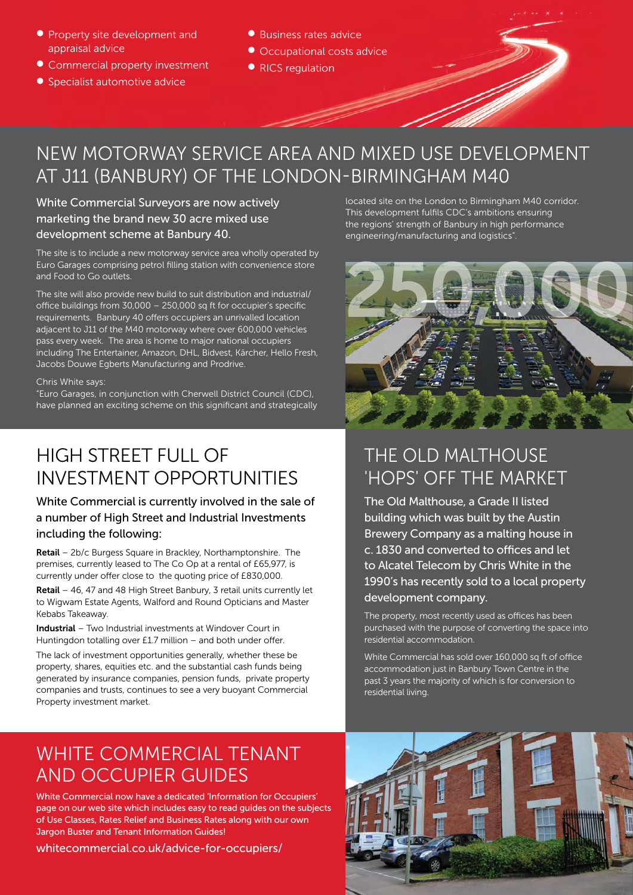- Property site development and appraisal advice
- Commercial property investment
- Specialist automotive advice
- Business rates advice
- Occupational costs advice
- RICS regulation

## NEW MOTORWAY SERVICE AREA AND MIXED USE DEVELOPMENT AT J11 (BANBURY) OF THE LONDON-BIRMINGHAM M40

White Commercial Surveyors are now actively marketing the brand new 30 acre mixed use development scheme at Banbury 40.

The site is to include a new motorway service area wholly operated by Euro Garages comprising petrol filling station with convenience store and Food to Go outlets.

The site will also provide new build to suit distribution and industrial/ office buildings from 30,000 – 250,000 sq ft for occupier's specific requirements. Banbury 40 offers occupiers an unrivalled location adjacent to J11 of the M40 motorway where over 600,000 vehicles pass every week. The area is home to major national occupiers including The Entertainer, Amazon, DHL, Bidvest, Kärcher, Hello Fresh, Jacobs Douwe Egberts Manufacturing and Prodrive.

Chris White says:
"Euro Garages, in conjunction with Cherwell District Council (CDC), have planned an exciting scheme on this significant and strategically located site on the London to Birmingham M40 corridor. This development fulfils CDC's ambitions ensuring the regions' strength of Banbury in high performance engineering/manufacturing and logistics".

## HIGH STREET FULL OF INVESTMENT OPPORTUNITIES

White Commercial is currently involved in the sale of a number of High Street and Industrial Investments including the following:

**Retail** – 2b/c Burgess Square in Brackley, Northamptonshire. The premises, currently leased to The Co Op at a rental of £65,977, is currently under offer close to the quoting price of £830,000.

**Retail** – 46, 47 and 48 High Street Banbury, 3 retail units currently let to Wigwam Estate Agents, Walford and Round Opticians and Master Kebabs Takeaway.

**Industrial** – Two Industrial investments at Windover Court in Huntingdon totalling over £1.7 million – and both under offer.

The lack of investment opportunities generally, whether these be property, shares, equities etc. and the substantial cash funds being generated by insurance companies, pension funds, private property companies and trusts, continues to see a very buoyant Commercial Property investment market.

## THE OLD MALTHOUSE, 'HOPS' OFF THE MARKET

The Old Malthouse, a Grade II listed building which was built by the Austin Brewery Company as a malting house in c. 1830 and converted to offices and let to Alcatel Telecom by Chris White in the 1990's has recently sold to a local property development company.

The property, most recently used as offices has been purchased with the purpose of converting the space into residential accommodation.

White Commercial has sold over 160,000 sq ft of office accommodation just in Banbury Town Centre in the past 3 years the majority of which is for conversion to residential living.

## WHITE COMMERCIAL TENANT AND OCCUPIER GUIDES

White Commercial now have a dedicated 'Information for Occupiers' page on our web site which includes easy to read guides on the subjects of Use Classes, Rates Relief and Business Rates along with our own Jargon Buster and Tenant Information Guides!

whitecommercial.co.uk/advice-for-occupiers/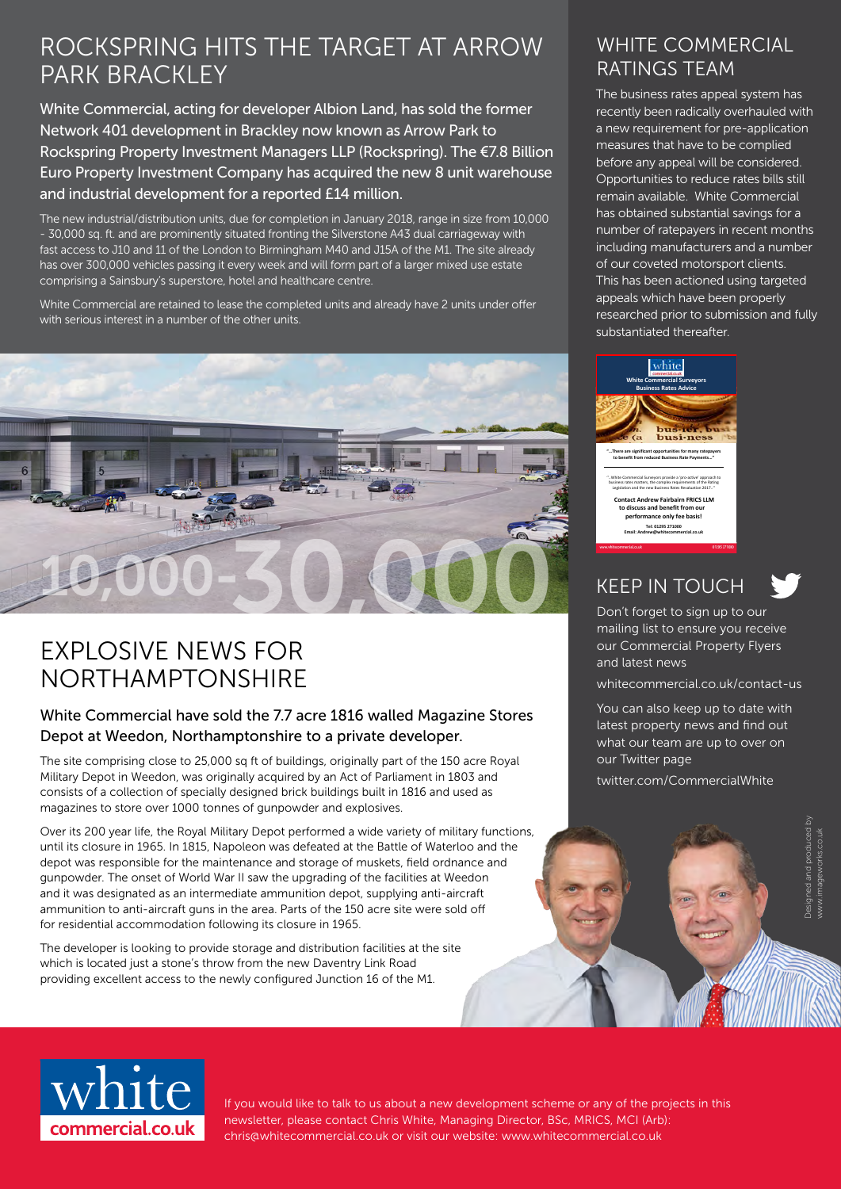## ROCKSPRING HITS THE TARGET AT ARROW PARK BRACKLEY

White Commercial, acting for developer Albion Land, has sold the former Network 401 development in Brackley now known as Arrow Park to Rockspring Property Investment Managers LLP (Rockspring). The €7.8 Billion Euro Property Investment Company has acquired the new 8 unit warehouse and industrial development for a reported £14 million.

The new industrial/distribution units, due for completion in January 2018, range in size from 10,000 - 30,000 sq. ft. and are prominently situated fronting the Silverstone A43 dual carriageway with fast access to J10 and 11 of the London to Birmingham M40 and J15A of the M1. The site already has over 300,000 vehicles passing it every week and will form part of a larger mixed use estate comprising a Sainsbury's superstore, hotel and healthcare centre.

White Commercial are retained to lease the completed units and already have 2 units under offer with serious interest in a number of the other units.

10,000-30,000

## EXPLOSIVE NEWS FOR NORTHAMPTONSHIRE

White Commercial have sold the 7.7 acre 1816 walled Magazine Stores Depot at Weedon, Northamptonshire to a private developer.

The site comprising close to 25,000 sq ft of buildings, originally part of the 150 acre Royal Military Depot in Weedon, was originally acquired by an Act of Parliament in 1803 and consists of a collection of specially designed brick buildings built in 1816 and used as magazines to store over 1000 tonnes of gunpowder and explosives.

Over its 200 year life, the Royal Military Depot performed a wide variety of military functions, until its closure in 1965. In 1815, Napoleon was defeated at the Battle of Waterloo and the depot was responsible for the maintenance and storage of muskets, field ordnance and gunpowder. The onset of World War II saw the upgrading of the facilities at Weedon and it was designated as an intermediate ammunition depot, supplying anti-aircraft ammunition to anti-aircraft guns in the area. Parts of the 150 acre site were sold off for residential accommodation following its closure in 1965.

The developer is looking to provide storage and distribution facilities at the site which is located just a stone's throw from the new Daventry Link Road providing excellent access to the newly configured Junction 16 of the M1.

## WHITE COMMERCIAL RATINGS TEAM

The business rates appeal system has recently been radically overhauled with a new requirement for pre-application measures that have to be complied before any appeal will be considered. Opportunities to reduce rates bills still remain available. White Commercial has obtained substantial savings for a number of ratepayers in recent months including manufacturers and a number of our coveted motorsport clients. This has been actioned using targeted appeals which have been properly researched prior to submission and fully substantiated thereafter.

## KEEP IN TOUCH

Don't forget to sign up to our mailing list to ensure you receive our Commercial Property Flyers and latest news

whitecommercial.co.uk/contact-us

You can also keep up to date with latest property news and find out what our team are up to over on our Twitter page

twitter.com/CommercialWhite

Designed and produced by www.imageworks.co.uk

white commercial.co.uk

If you would like to talk to us about a new development scheme or any of the projects in this newsletter, please contact Chris White, Managing Director, BSc, MRICS, MCI (Arb): chris@whitecommercial.co.uk or visit our website: www.whitecommercial.co.uk